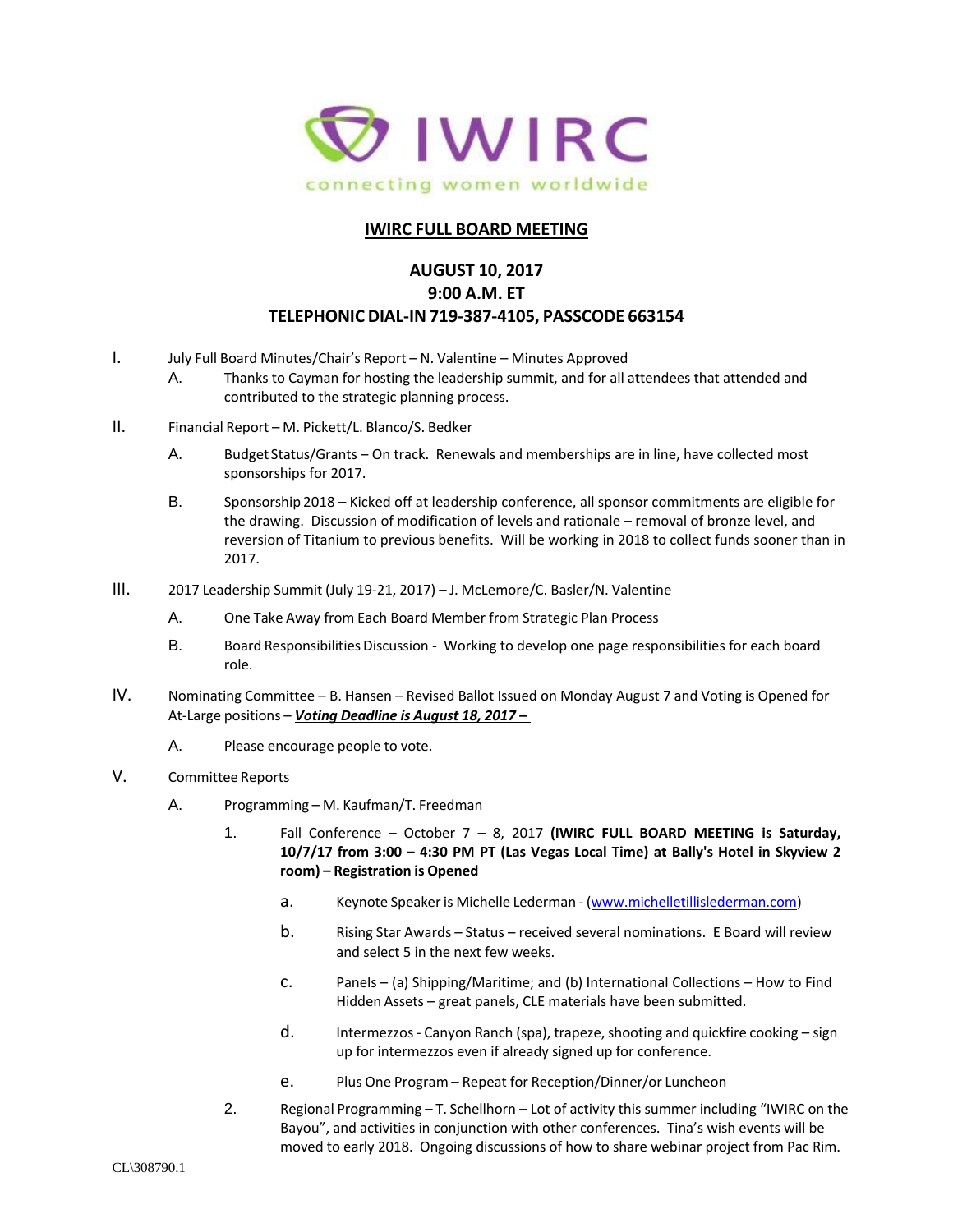IWIRC

connecting women worldwide

# IWIRC FULL BOARD MEETING

## AUGUST 10, 2017
## 9:00 A.M. ET
## TELEPHONIC DIAL-IN 719-387-4105, PASSCODE 663154

I. July Full Board Minutes/Chair's Report – N. Valentine – Minutes Approved

   A. Thanks to Cayman for hosting the leadership summit, and for all attendees that attended and contributed to the strategic planning process.

II. Financial Report – M. Pickett/L. Blanco/S. Bedker

   A. Budget Status/Grants – On track. Renewals and memberships are in line, have collected most sponsorships for 2017.

   B. Sponsorship 2018 – Kicked off at leadership conference, all sponsor commitments are eligible for the drawing. Discussion of modification of levels and rationale – removal of bronze level, and reversion of Titanium to previous benefits. Will be working in 2018 to collect funds sooner than in 2017.

III. 2017 Leadership Summit (July 19-21, 2017) – J. McLemore/C. Basler/N. Valentine

   A. One Take Away from Each Board Member from Strategic Plan Process

   B. Board Responsibilities Discussion - Working to develop one page responsibilities for each board role.

IV. Nominating Committee – B. Hansen – Revised Ballot Issued on Monday August 7 and Voting is Opened for At-Large positions – ***<u>Voting Deadline is August 18, 2017 –</u>***

   A. Please encourage people to vote.

V. Committee Reports

   A. Programming – M. Kaufman/T. Freedman

      1. Fall Conference – October 7 – 8, 2017 **(IWIRC FULL BOARD MEETING is Saturday, 10/7/17 from 3:00 – 4:30 PM PT (Las Vegas Local Time) at Bally's Hotel in Skyview 2 room) – Registration is Opened**

         a. Keynote Speaker is Michelle Lederman - (www.michelletillislederman.com)

         b. Rising Star Awards – Status – received several nominations. E Board will review and select 5 in the next few weeks.

         c. Panels – (a) Shipping/Maritime; and (b) International Collections – How to Find Hidden Assets – great panels, CLE materials have been submitted.

         d. Intermezzos - Canyon Ranch (spa), trapeze, shooting and quickfire cooking – sign up for intermezzos even if already signed up for conference.

         e. Plus One Program – Repeat for Reception/Dinner/or Luncheon

      2. Regional Programming – T. Schellhorn – Lot of activity this summer including "IWIRC on the Bayou", and activities in conjunction with other conferences. Tina's wish events will be moved to early 2018. Ongoing discussions of how to share webinar project from Pac Rim.

CL\308790.1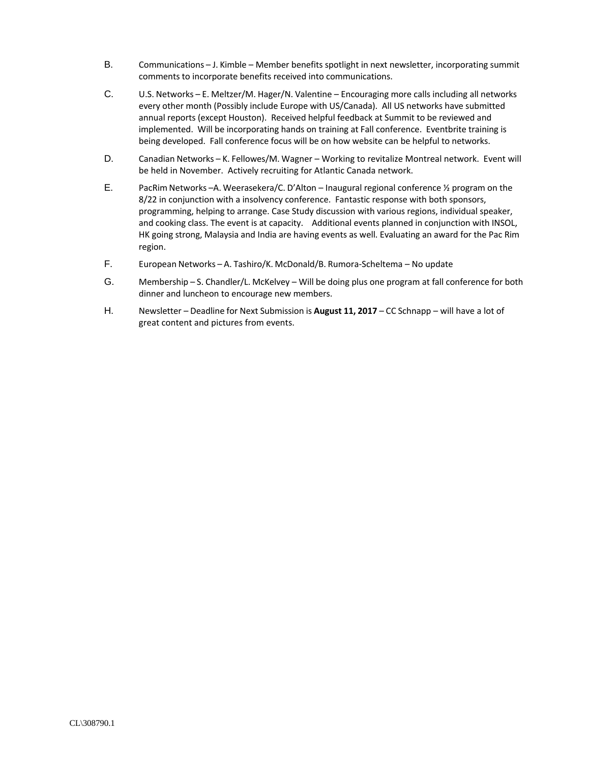B. Communications – J. Kimble – Member benefits spotlight in next newsletter, incorporating summit comments to incorporate benefits received into communications.

C. U.S. Networks – E. Meltzer/M. Hager/N. Valentine – Encouraging more calls including all networks every other month (Possibly include Europe with US/Canada). All US networks have submitted annual reports (except Houston). Received helpful feedback at Summit to be reviewed and implemented. Will be incorporating hands on training at Fall conference. Eventbrite training is being developed. Fall conference focus will be on how website can be helpful to networks.

D. Canadian Networks – K. Fellowes/M. Wagner – Working to revitalize Montreal network. Event will be held in November. Actively recruiting for Atlantic Canada network.

E. PacRim Networks –A. Weerasekera/C. D'Alton – Inaugural regional conference ½ program on the 8/22 in conjunction with a insolvency conference. Fantastic response with both sponsors, programming, helping to arrange. Case Study discussion with various regions, individual speaker, and cooking class. The event is at capacity. Additional events planned in conjunction with INSOL, HK going strong, Malaysia and India are having events as well. Evaluating an award for the Pac Rim region.

F. European Networks – A. Tashiro/K. McDonald/B. Rumora-Scheltema – No update

G. Membership – S. Chandler/L. McKelvey – Will be doing plus one program at fall conference for both dinner and luncheon to encourage new members.

H. Newsletter – Deadline for Next Submission is **August 11, 2017** – CC Schnapp – will have a lot of great content and pictures from events.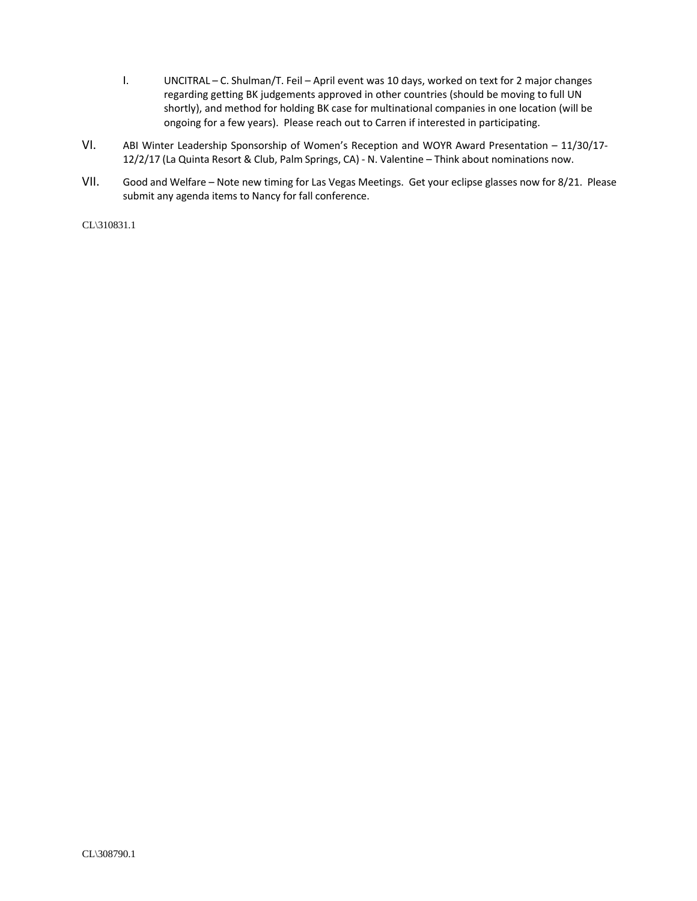I. UNCITRAL – C. Shulman/T. Feil – April event was 10 days, worked on text for 2 major changes regarding getting BK judgements approved in other countries (should be moving to full UN shortly), and method for holding BK case for multinational companies in one location (will be ongoing for a few years). Please reach out to Carren if interested in participating.

VI. ABI Winter Leadership Sponsorship of Women's Reception and WOYR Award Presentation – 11/30/17-12/2/17 (La Quinta Resort & Club, Palm Springs, CA) - N. Valentine – Think about nominations now.

VII. Good and Welfare – Note new timing for Las Vegas Meetings. Get your eclipse glasses now for 8/21. Please submit any agenda items to Nancy for fall conference.

CL\310831.1

CL\308790.1